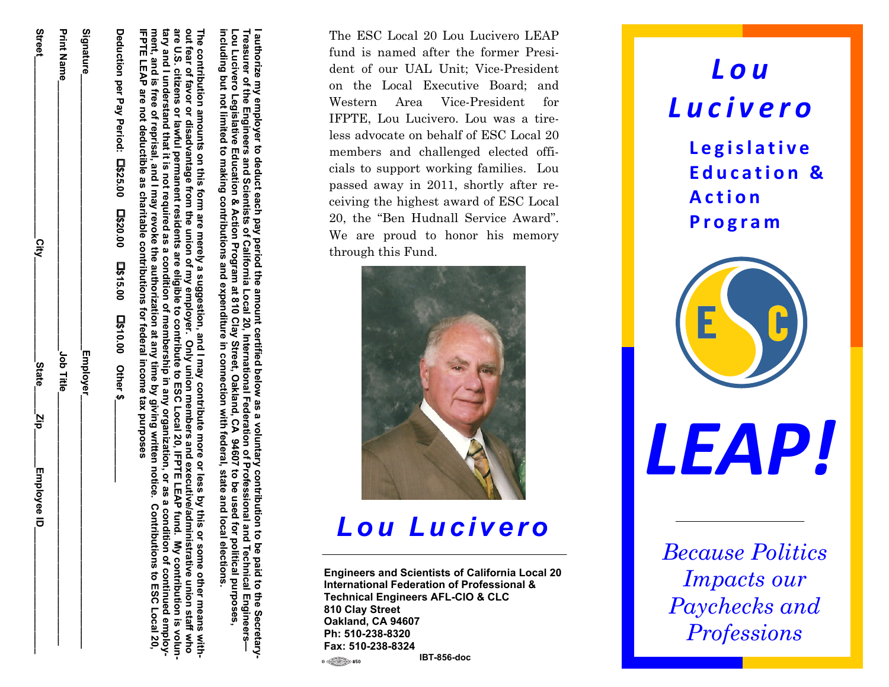I authorize my employer to deduct each pay period the amount certified below as a voluntary contribution to be paid to the Secretary-Treasurer of the Engineers and Scientists of California Local 20, International Federation of Professional and Technical Engineers—Lou Lucivero Legislative Education & Action Program at 810 Clay Street, Oakland, CA 94607 to be used for political purposes, including but not limited to making contributions and expenditure in connection with federal, state and local elections.

The contribution amounts on this form are merely a suggestion, and I may contribute more or less by this or some other means without fear of favor or disadvantage from the union of my employer. Only union members and executive/administrative union staff who are U.S. citizens or lawful permanent residents are eligible to contribute to ESC Local 20, IFPTE LEAP fund. My contribution is voluntary and I understand that it is not required as a condition of membership in any organization, or as a condition of continued employment, and is free of reprisal, and I may revoke the authorization at any time by giving written notice. Contributions to ESC Local 20, IFPTE LEAP are not deductible as charitable contributions for federal income tax purposes

Deduction per Pay Period: ☐$25.00 ☐$20.00 ☐$15.00 ☐$10.00 Other $________

Signature______________________ Employer______________________

Print Name______________________ Job Title______________________

Street__________ City__________ State____ Zip____ Employee ID__________

The ESC Local 20 Lou Lucivero LEAP fund is named after the former President of our UAL Unit; Vice-President on the Local Executive Board; and Western Area Vice-President for IFPTE, Lou Lucivero. Lou was a tireless advocate on behalf of ESC Local 20 members and challenged elected officials to support working families. Lou passed away in 2011, shortly after receiving the highest award of ESC Local 20, the "Ben Hudnall Service Award". We are proud to honor his memory through this Fund.

## *Lou Lucivero*

**Engineers and Scientists of California Local 20**
**International Federation of Professional & Technical Engineers AFL-CIO & CLC**
**810 Clay Street**
**Oakland, CA 94607**
**Ph: 510-238-8320**
**Fax: 510-238-8324**

IBT-856-doc

# *Lou Lucivero*

## Legislative Education & Action Program

ESC

# *LEAP!*

*Because Politics Impacts our Paychecks and Professions*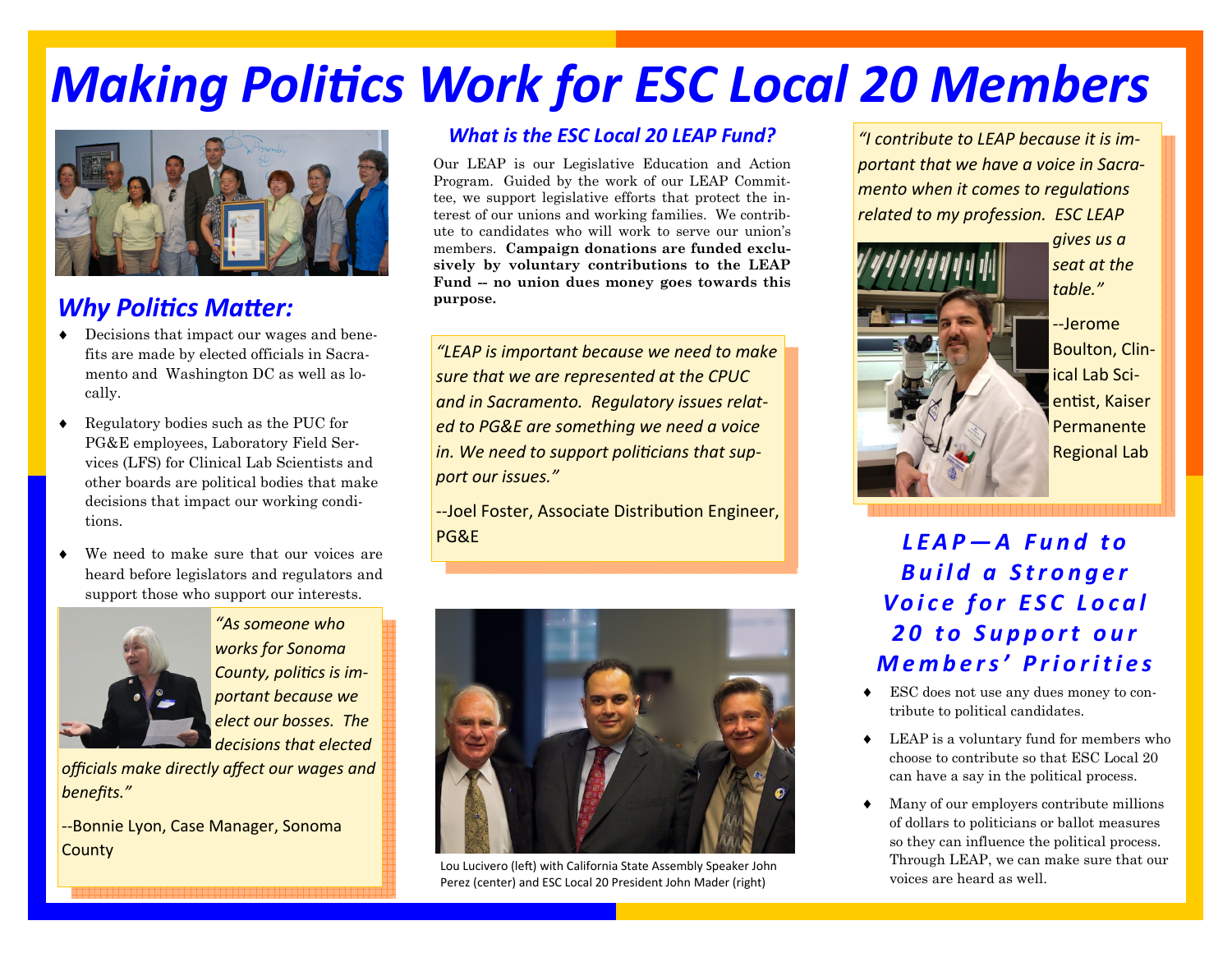# Making Politics Work for ESC Local 20 Members

## Why Politics Matter:

- Decisions that impact our wages and benefits are made by elected officials in Sacramento and Washington DC as well as locally.
- Regulatory bodies such as the PUC for PG&E employees, Laboratory Field Services (LFS) for Clinical Lab Scientists and other boards are political bodies that make decisions that impact our working conditions.
- We need to make sure that our voices are heard before legislators and regulators and support those who support our interests.

*"As someone who works for Sonoma County, politics is important because we elect our bosses. The decisions that elected officials make directly affect our wages and benefits."*

--Bonnie Lyon, Case Manager, Sonoma County

## What is the ESC Local 20 LEAP Fund?

Our LEAP is our Legislative Education and Action Program. Guided by the work of our LEAP Committee, we support legislative efforts that protect the interest of our unions and working families. We contribute to candidates who will work to serve our union's members. **Campaign donations are funded exclusively by voluntary contributions to the LEAP Fund -- no union dues money goes towards this purpose.**

*"LEAP is important because we need to make sure that we are represented at the CPUC and in Sacramento. Regulatory issues related to PG&E are something we need a voice in. We need to support politicians that support our issues."*

--Joel Foster, Associate Distribution Engineer, PG&E

Lou Lucivero (left) with California State Assembly Speaker John Perez (center) and ESC Local 20 President John Mader (right)

*"I contribute to LEAP because it is important that we have a voice in Sacramento when it comes to regulations related to my profession. ESC LEAP gives us a seat at the table."*

--Jerome Boulton, Clinical Lab Scientist, Kaiser Permanente Regional Lab

## LEAP—A Fund to Build a Stronger Voice for ESC Local 20 to Support our Members' Priorities

- ESC does not use any dues money to contribute to political candidates.
- LEAP is a voluntary fund for members who choose to contribute so that ESC Local 20 can have a say in the political process.
- Many of our employers contribute millions of dollars to politicians or ballot measures so they can influence the political process. Through LEAP, we can make sure that our voices are heard as well.